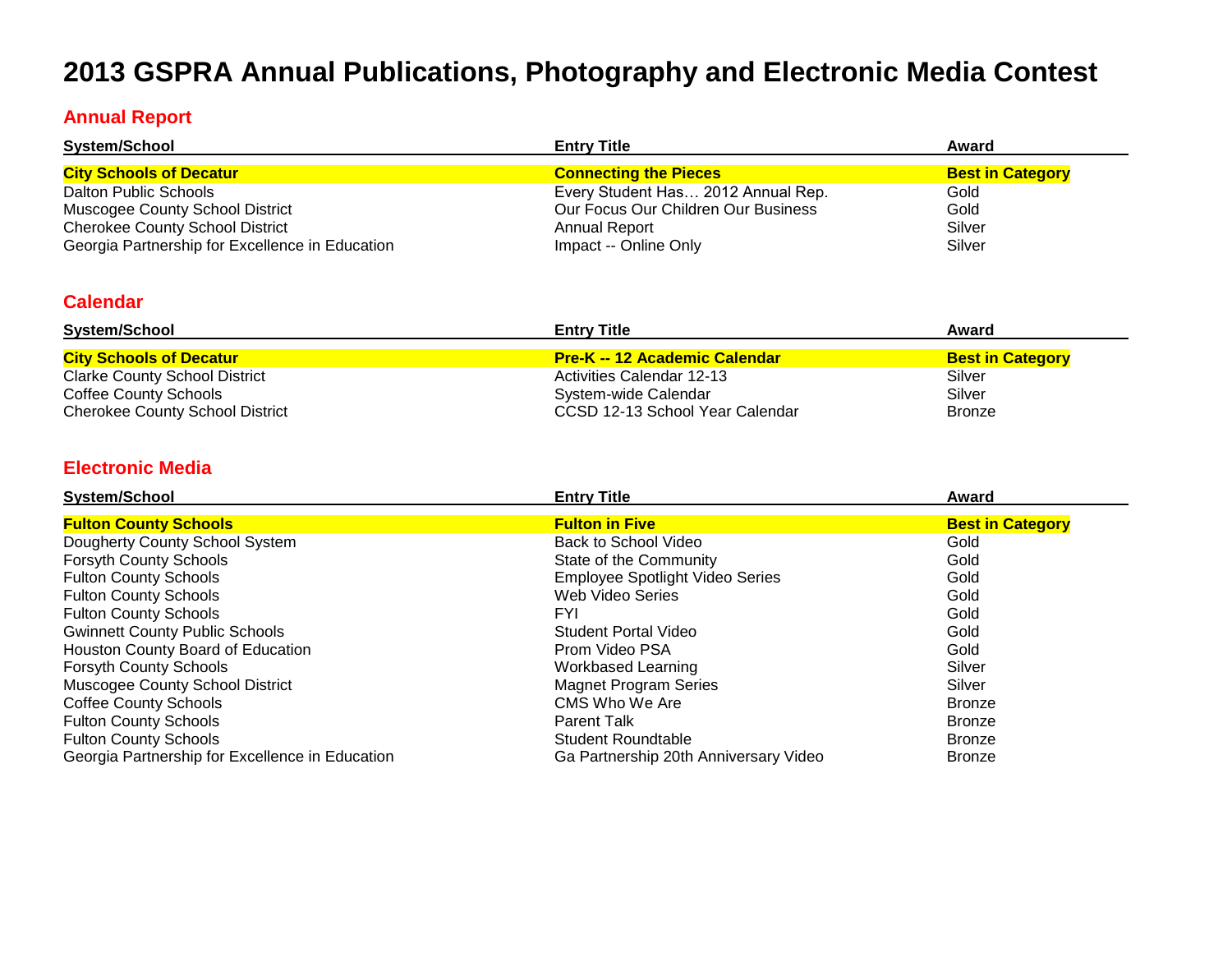# 2013 GSPRA Annual Publications, Photography and Electronic Media Contest

## Annual Report

| System/School | Entry Title | Award |
| --- | --- | --- |
| **City Schools of Decatur** | **Connecting the Pieces** | **Best in Category** |
| Dalton Public Schools | Every Student Has… 2012 Annual Rep. | Gold |
| Muscogee County School District | Our Focus Our Children Our Business | Gold |
| Cherokee County School District | Annual Report | Silver |
| Georgia Partnership for Excellence in Education | Impact -- Online Only | Silver |

## Calendar

| System/School | Entry Title | Award |
| --- | --- | --- |
| **City Schools of Decatur** | **Pre-K -- 12 Academic Calendar** | **Best in Category** |
| Clarke County School District | Activities Calendar 12-13 | Silver |
| Coffee County Schools | System-wide Calendar | Silver |
| Cherokee County School District | CCSD 12-13 School Year Calendar | Bronze |

## Electronic Media

| System/School | Entry Title | Award |
| --- | --- | --- |
| **Fulton County Schools** | **Fulton in Five** | **Best in Category** |
| Dougherty County School System | Back to School Video | Gold |
| Forsyth County Schools | State of the Community | Gold |
| Fulton County Schools | Employee Spotlight Video Series | Gold |
| Fulton County Schools | Web Video Series | Gold |
| Fulton County Schools | FYI | Gold |
| Gwinnett County Public Schools | Student Portal Video | Gold |
| Houston County Board of Education | Prom Video PSA | Gold |
| Forsyth County Schools | Workbased Learning | Silver |
| Muscogee County School District | Magnet Program Series | Silver |
| Coffee County Schools | CMS Who We Are | Bronze |
| Fulton County Schools | Parent Talk | Bronze |
| Fulton County Schools | Student Roundtable | Bronze |
| Georgia Partnership for Excellence in Education | Ga Partnership 20th Anniversary Video | Bronze |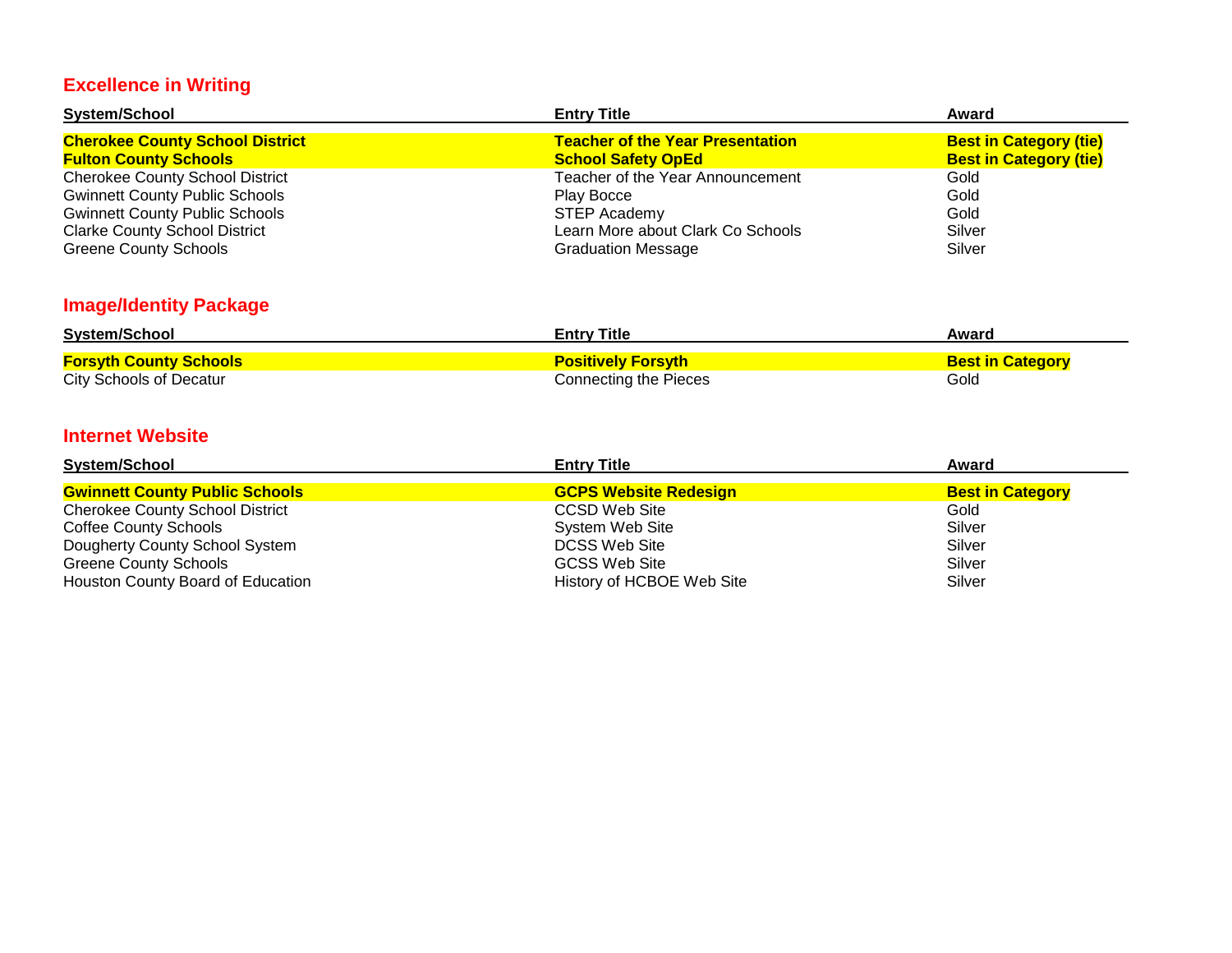## Excellence in Writing

| System/School | Entry Title | Award |
|---|---|---|
| **Cherokee County School District** | **Teacher of the Year Presentation** | **Best in Category (tie)** |
| **Fulton County Schools** | **School Safety OpEd** | **Best in Category (tie)** |
| Cherokee County School District | Teacher of the Year Announcement | Gold |
| Gwinnett County Public Schools | Play Bocce | Gold |
| Gwinnett County Public Schools | STEP Academy | Gold |
| Clarke County School District | Learn More about Clark Co Schools | Silver |
| Greene County Schools | Graduation Message | Silver |

## Image/Identity Package

| System/School | Entry Title | Award |
|---|---|---|
| **Forsyth County Schools** | **Positively Forsyth** | **Best in Category** |
| City Schools of Decatur | Connecting the Pieces | Gold |

## Internet Website

| System/School | Entry Title | Award |
|---|---|---|
| **Gwinnett County Public Schools** | **GCPS Website Redesign** | **Best in Category** |
| Cherokee County School District | CCSD Web Site | Gold |
| Coffee County Schools | System Web Site | Silver |
| Dougherty County School System | DCSS Web Site | Silver |
| Greene County Schools | GCSS Web Site | Silver |
| Houston County Board of Education | History of HCBOE Web Site | Silver |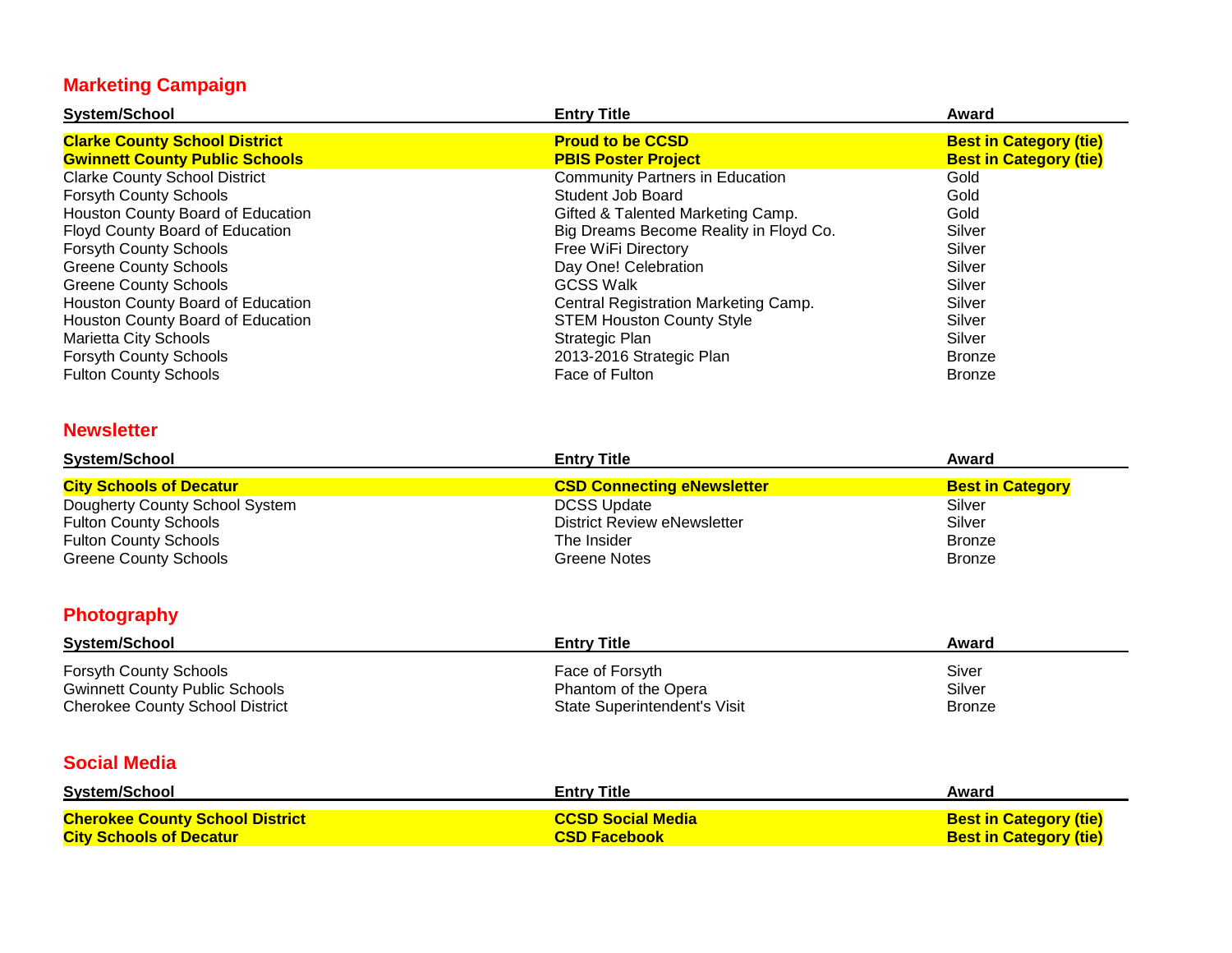## Marketing Campaign

| System/School | Entry Title | Award |
|---|---|---|
| **Clarke County School District** | **Proud to be CCSD** | **Best in Category (tie)** |
| **Gwinnett County Public Schools** | **PBIS Poster Project** | **Best in Category (tie)** |
| Clarke County School District | Community Partners in Education | Gold |
| Forsyth County Schools | Student Job Board | Gold |
| Houston County Board of Education | Gifted & Talented Marketing Camp. | Gold |
| Floyd County Board of Education | Big Dreams Become Reality in Floyd Co. | Silver |
| Forsyth County Schools | Free WiFi Directory | Silver |
| Greene County Schools | Day One! Celebration | Silver |
| Greene County Schools | GCSS Walk | Silver |
| Houston County Board of Education | Central Registration Marketing Camp. | Silver |
| Houston County Board of Education | STEM Houston County Style | Silver |
| Marietta City Schools | Strategic Plan | Silver |
| Forsyth County Schools | 2013-2016 Strategic Plan | Bronze |
| Fulton County Schools | Face of Fulton | Bronze |

## Newsletter

| System/School | Entry Title | Award |
|---|---|---|
| **City Schools of Decatur** | **CSD Connecting eNewsletter** | **Best in Category** |
| Dougherty County School System | DCSS Update | Silver |
| Fulton County Schools | District Review eNewsletter | Silver |
| Fulton County Schools | The Insider | Bronze |
| Greene County Schools | Greene Notes | Bronze |

## Photography

| System/School | Entry Title | Award |
|---|---|---|
| Forsyth County Schools | Face of Forsyth | Siver |
| Gwinnett County Public Schools | Phantom of the Opera | Silver |
| Cherokee County School District | State Superintendent's Visit | Bronze |

## Social Media

| System/School | Entry Title | Award |
|---|---|---|
| **Cherokee County School District** | **CCSD Social Media** | **Best in Category (tie)** |
| **City Schools of Decatur** | **CSD Facebook** | **Best in Category (tie)** |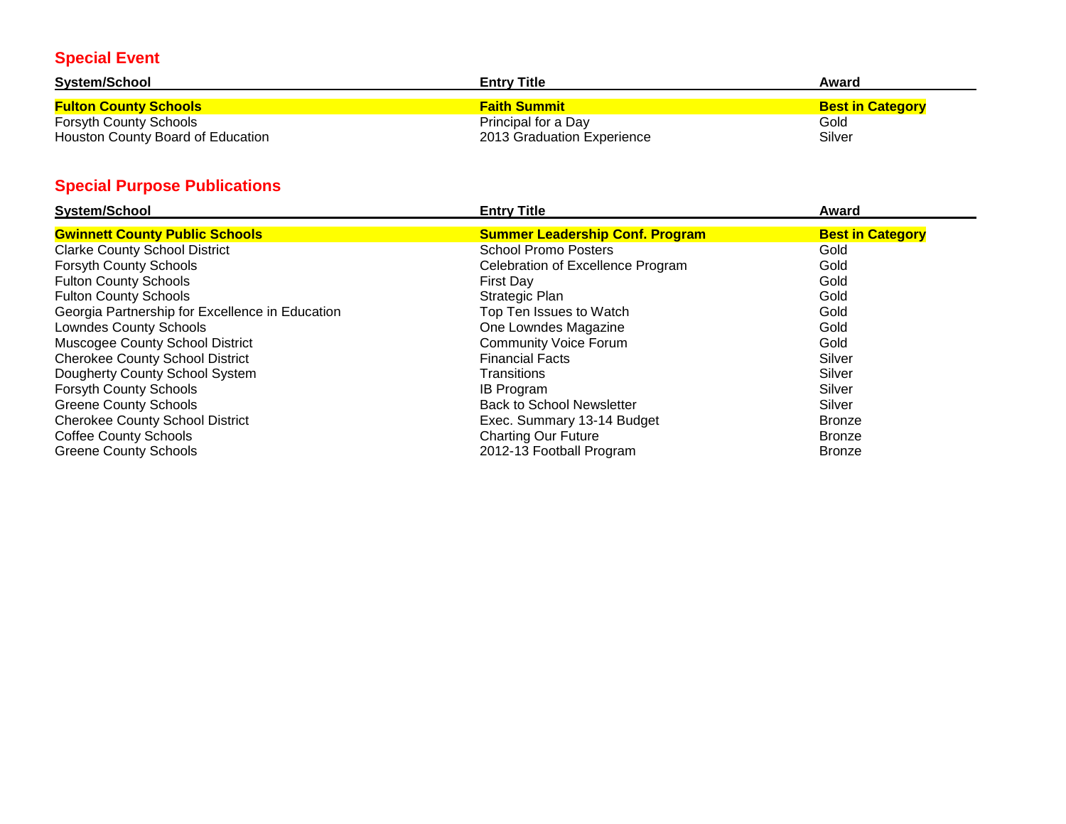## Special Event

| System/School | Entry Title | Award |
|---|---|---|
| **Fulton County Schools** | **Faith Summit** | **Best in Category** |
| Forsyth County Schools | Principal for a Day | Gold |
| Houston County Board of Education | 2013 Graduation Experience | Silver |

## Special Purpose Publications

| System/School | Entry Title | Award |
|---|---|---|
| **Gwinnett County Public Schools** | **Summer Leadership Conf. Program** | **Best in Category** |
| Clarke County School District | School Promo Posters | Gold |
| Forsyth County Schools | Celebration of Excellence Program | Gold |
| Fulton County Schools | First Day | Gold |
| Fulton County Schools | Strategic Plan | Gold |
| Georgia Partnership for Excellence in Education | Top Ten Issues to Watch | Gold |
| Lowndes County Schools | One Lowndes Magazine | Gold |
| Muscogee County School District | Community Voice Forum | Gold |
| Cherokee County School District | Financial Facts | Silver |
| Dougherty County School System | Transitions | Silver |
| Forsyth County Schools | IB Program | Silver |
| Greene County Schools | Back to School Newsletter | Silver |
| Cherokee County School District | Exec. Summary 13-14 Budget | Bronze |
| Coffee County Schools | Charting Our Future | Bronze |
| Greene County Schools | 2012-13 Football Program | Bronze |